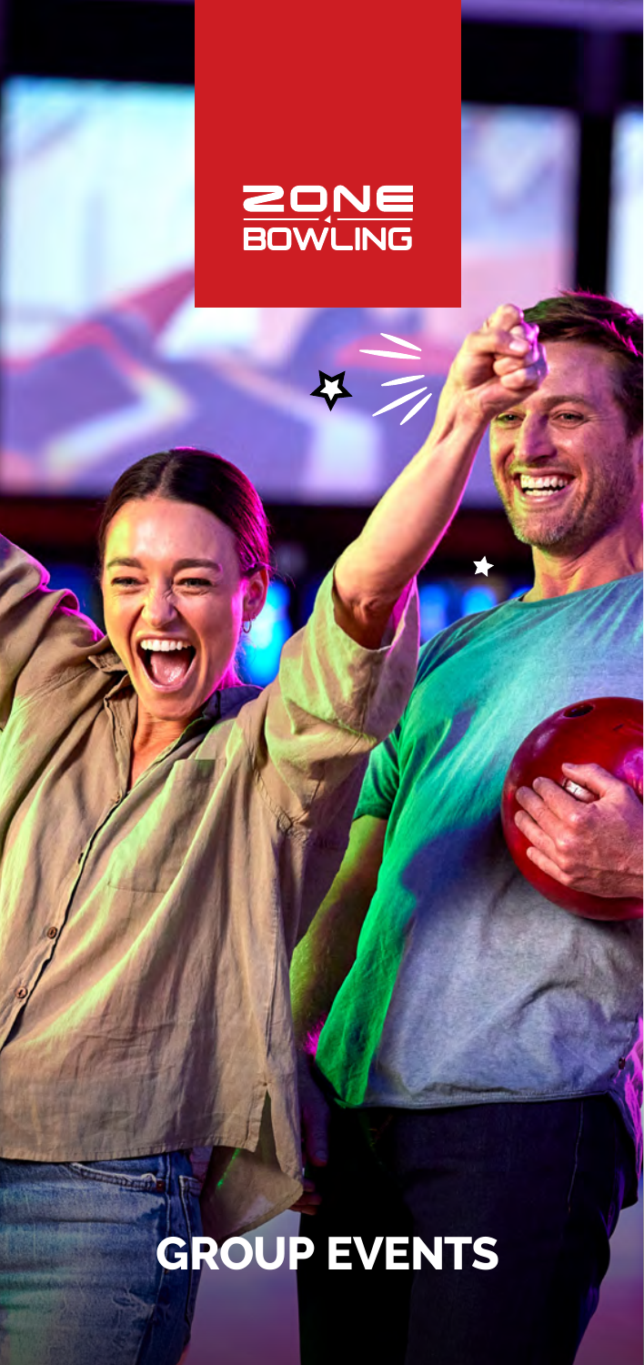ZONE BOWLING

# GROUP EVENTS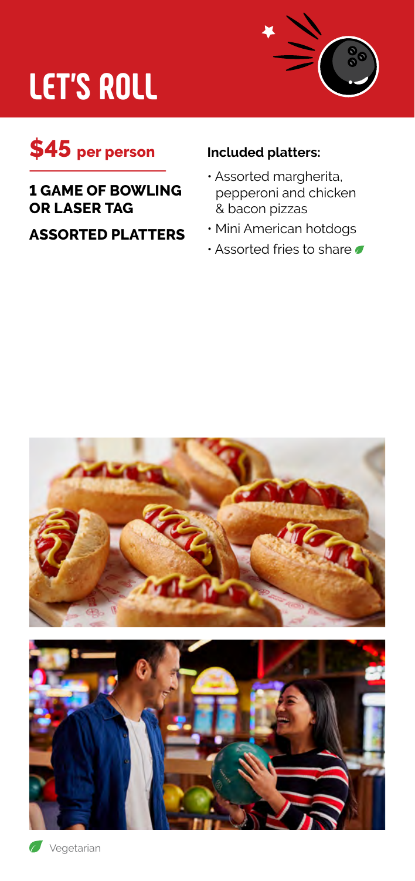# LET'S ROLL

## $45 per person

**1 GAME OF BOWLING OR LASER TAG**

**ASSORTED PLATTERS**

**Included platters:**

- Assorted margherita, pepperoni and chicken & bacon pizzas
- Mini American hotdogs
- Assorted fries to share (Vegetarian)

Vegetarian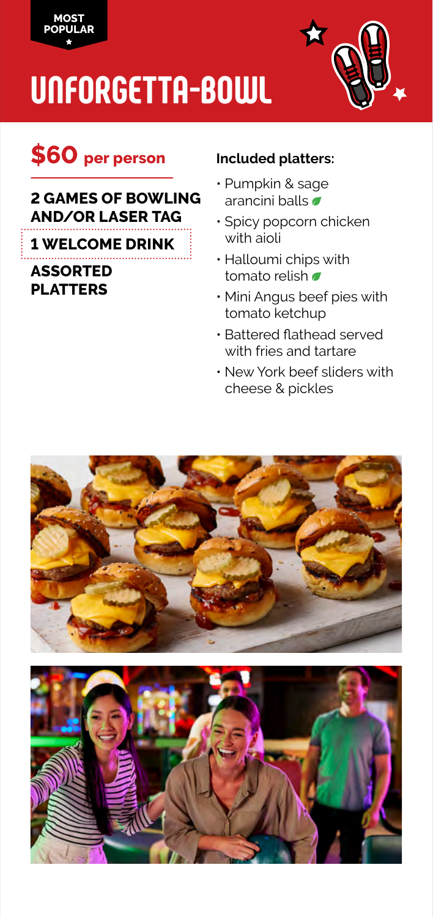**MOST POPULAR** ★

# UNFORGETTA-BOWL

## $60 per person

**2 GAMES OF BOWLING AND/OR LASER TAG**

**1 WELCOME DRINK**

**ASSORTED PLATTERS**

**Included platters:**

- Pumpkin & sage arancini balls
- Spicy popcorn chicken with aioli
- Halloumi chips with tomato relish
- Mini Angus beef pies with tomato ketchup
- Battered flathead served with fries and tartare
- New York beef sliders with cheese & pickles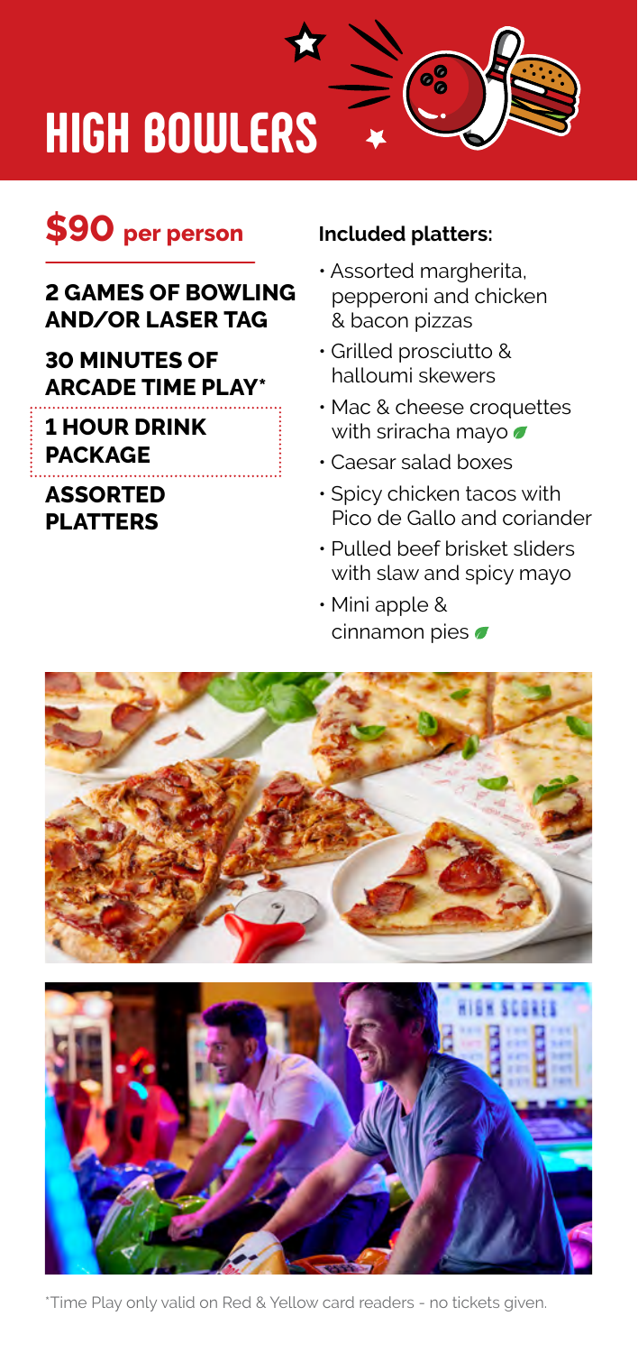# HIGH BOWLERS

## $90 per person

**2 GAMES OF BOWLING AND/OR LASER TAG**

**30 MINUTES OF ARCADE TIME PLAY***

**1 HOUR DRINK PACKAGE**

**ASSORTED PLATTERS**

**Included platters:**

- Assorted margherita, pepperoni and chicken & bacon pizzas
- Grilled prosciutto & halloumi skewers
- Mac & cheese croquettes with sriracha mayo
- Caesar salad boxes
- Spicy chicken tacos with Pico de Gallo and coriander
- Pulled beef brisket sliders with slaw and spicy mayo
- Mini apple & cinnamon pies

*Time Play only valid on Red & Yellow card readers - no tickets given.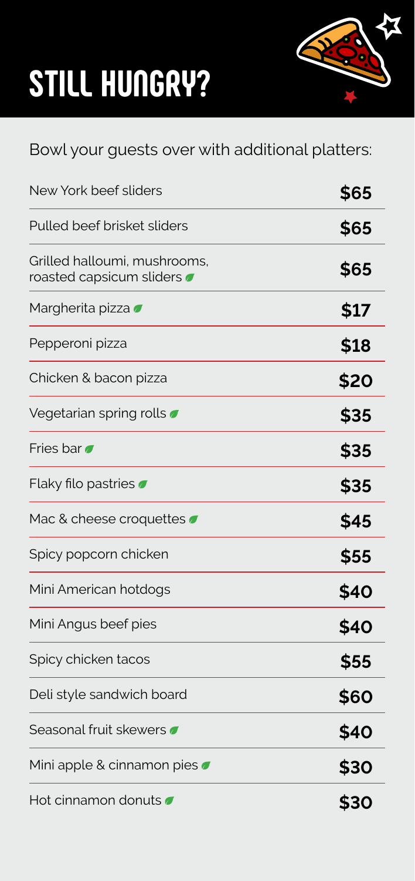# STILL HUNGRY?

Bowl your guests over with additional platters:

| Item | Price |
| --- | --- |
| New York beef sliders | **$65** |
| Pulled beef brisket sliders | **$65** |
| Grilled halloumi, mushrooms, roasted capsicum sliders | **$65** |
| Margherita pizza | **$17** |
| Pepperoni pizza | **$18** |
| Chicken & bacon pizza | **$20** |
| Vegetarian spring rolls | **$35** |
| Fries bar | **$35** |
| Flaky filo pastries | **$35** |
| Mac & cheese croquettes | **$45** |
| Spicy popcorn chicken | **$55** |
| Mini American hotdogs | **$40** |
| Mini Angus beef pies | **$40** |
| Spicy chicken tacos | **$55** |
| Deli style sandwich board | **$60** |
| Seasonal fruit skewers | **$40** |
| Mini apple & cinnamon pies | **$30** |
| Hot cinnamon donuts | **$30** |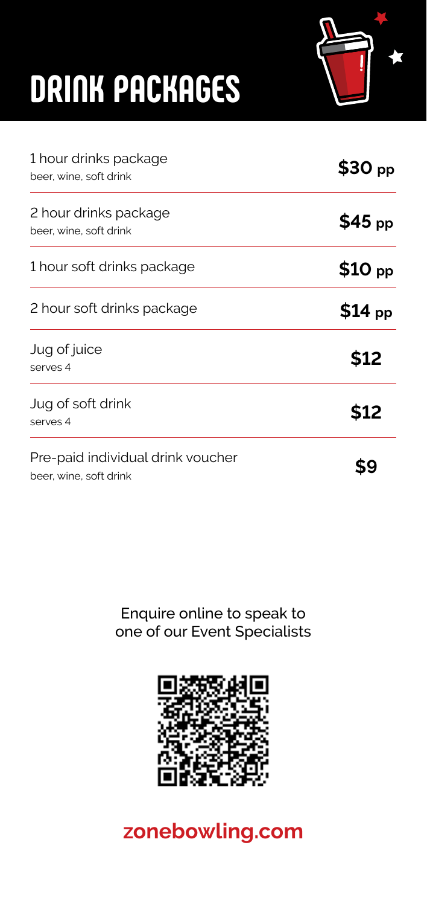# DRINK PACKAGES

| | |
|---|---|
| 1 hour drinks package<br>beer, wine, soft drink | **$30 pp** |
| 2 hour drinks package<br>beer, wine, soft drink | **$45 pp** |
| 1 hour soft drinks package | **$10 pp** |
| 2 hour soft drinks package | **$14 pp** |
| Jug of juice<br>serves 4 | **$12** |
| Jug of soft drink<br>serves 4 | **$12** |
| Pre-paid individual drink voucher<br>beer, wine, soft drink | **$9** |

Enquire online to speak to one of our Event Specialists

**zonebowling.com**